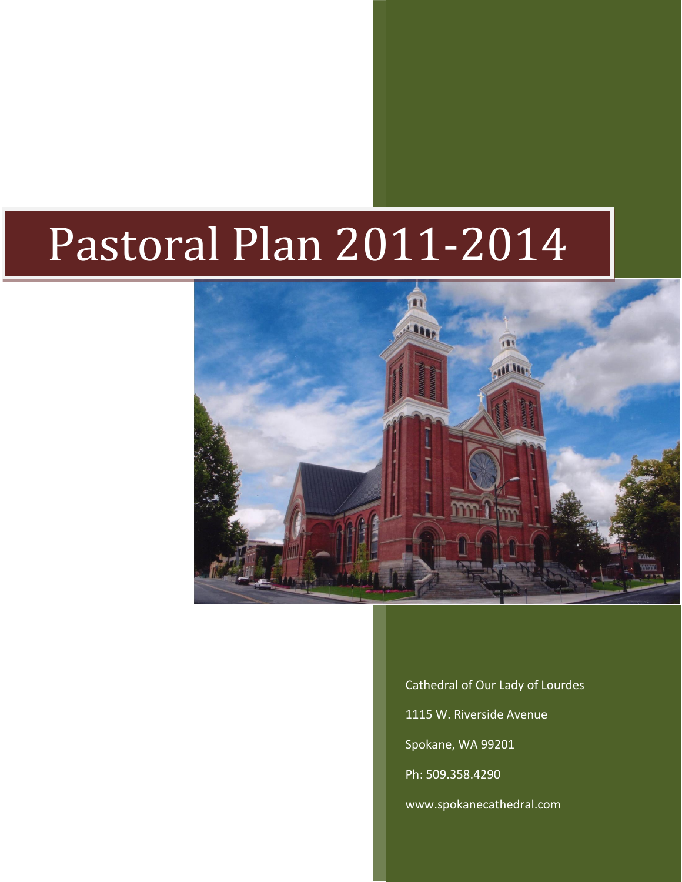# Pastoral Plan 2011-2014

Cathedral of Our Lady of Lourdes

1115 W. Riverside Avenue

Spokane, WA 99201

Ph: 509.358.4290

www.spokanecathedral.com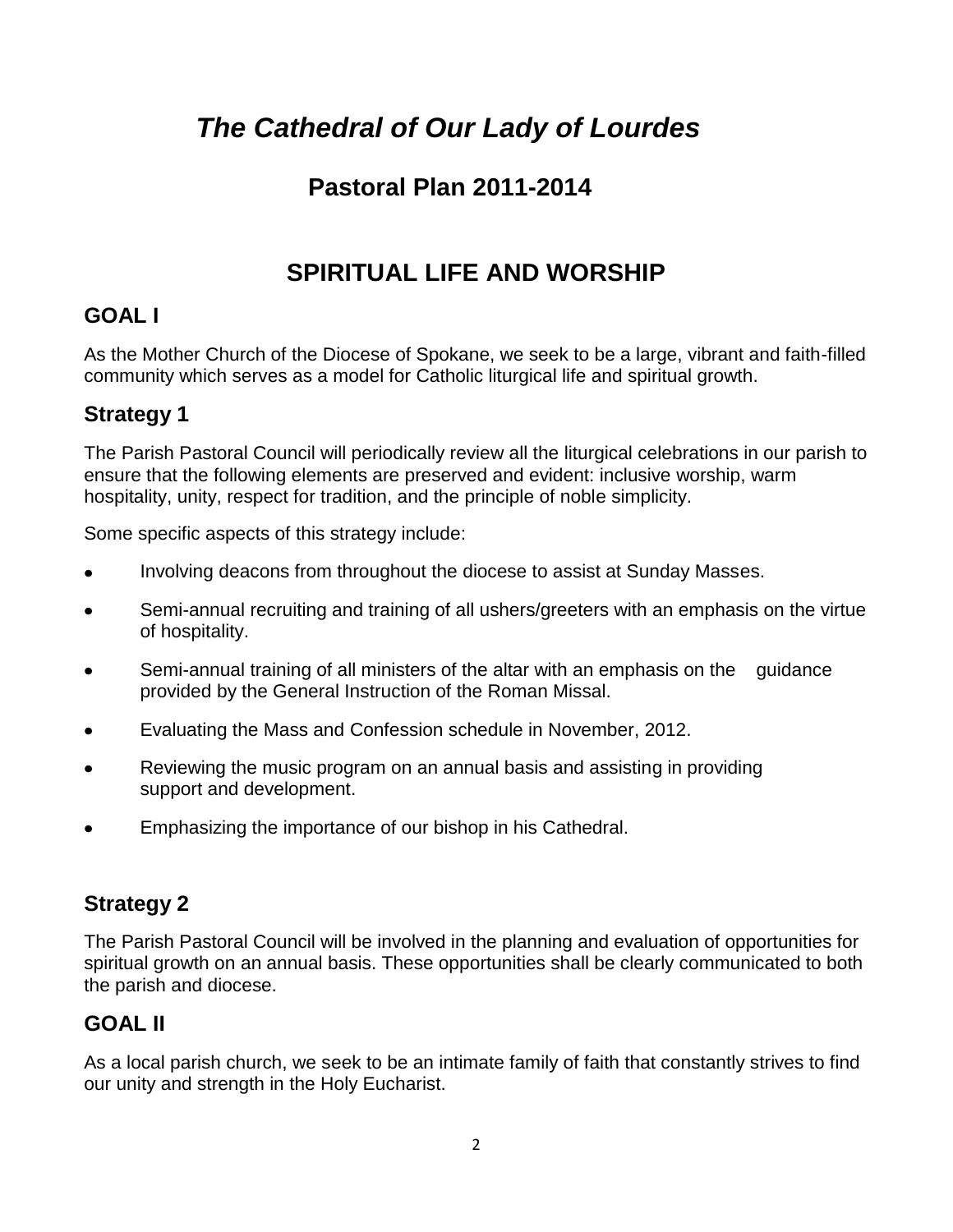# *The Cathedral of Our Lady of Lourdes*

## Pastoral Plan 2011-2014

## SPIRITUAL LIFE AND WORSHIP

### GOAL I

As the Mother Church of the Diocese of Spokane, we seek to be a large, vibrant and faith-filled community which serves as a model for Catholic liturgical life and spiritual growth.

### Strategy 1

The Parish Pastoral Council will periodically review all the liturgical celebrations in our parish to ensure that the following elements are preserved and evident: inclusive worship, warm hospitality, unity, respect for tradition, and the principle of noble simplicity.

Some specific aspects of this strategy include:

- Involving deacons from throughout the diocese to assist at Sunday Masses.
- Semi-annual recruiting and training of all ushers/greeters with an emphasis on the virtue of hospitality.
- Semi-annual training of all ministers of the altar with an emphasis on the guidance provided by the General Instruction of the Roman Missal.
- Evaluating the Mass and Confession schedule in November, 2012.
- Reviewing the music program on an annual basis and assisting in providing support and development.
- Emphasizing the importance of our bishop in his Cathedral.

### Strategy 2

The Parish Pastoral Council will be involved in the planning and evaluation of opportunities for spiritual growth on an annual basis. These opportunities shall be clearly communicated to both the parish and diocese.

### GOAL II

As a local parish church, we seek to be an intimate family of faith that constantly strives to find our unity and strength in the Holy Eucharist.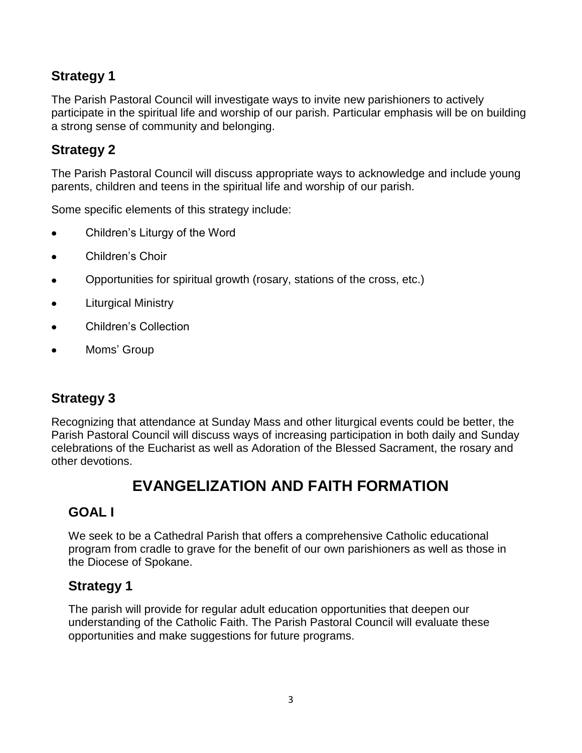### Strategy 1

The Parish Pastoral Council will investigate ways to invite new parishioners to actively participate in the spiritual life and worship of our parish. Particular emphasis will be on building a strong sense of community and belonging.

### Strategy 2

The Parish Pastoral Council will discuss appropriate ways to acknowledge and include young parents, children and teens in the spiritual life and worship of our parish.

Some specific elements of this strategy include:

- Children's Liturgy of the Word
- Children's Choir
- Opportunities for spiritual growth (rosary, stations of the cross, etc.)
- Liturgical Ministry
- Children's Collection
- Moms' Group

### Strategy 3

Recognizing that attendance at Sunday Mass and other liturgical events could be better, the Parish Pastoral Council will discuss ways of increasing participation in both daily and Sunday celebrations of the Eucharist as well as Adoration of the Blessed Sacrament, the rosary and other devotions.

## EVANGELIZATION AND FAITH FORMATION

### GOAL I

We seek to be a Cathedral Parish that offers a comprehensive Catholic educational program from cradle to grave for the benefit of our own parishioners as well as those in the Diocese of Spokane.

### Strategy 1

The parish will provide for regular adult education opportunities that deepen our understanding of the Catholic Faith. The Parish Pastoral Council will evaluate these opportunities and make suggestions for future programs.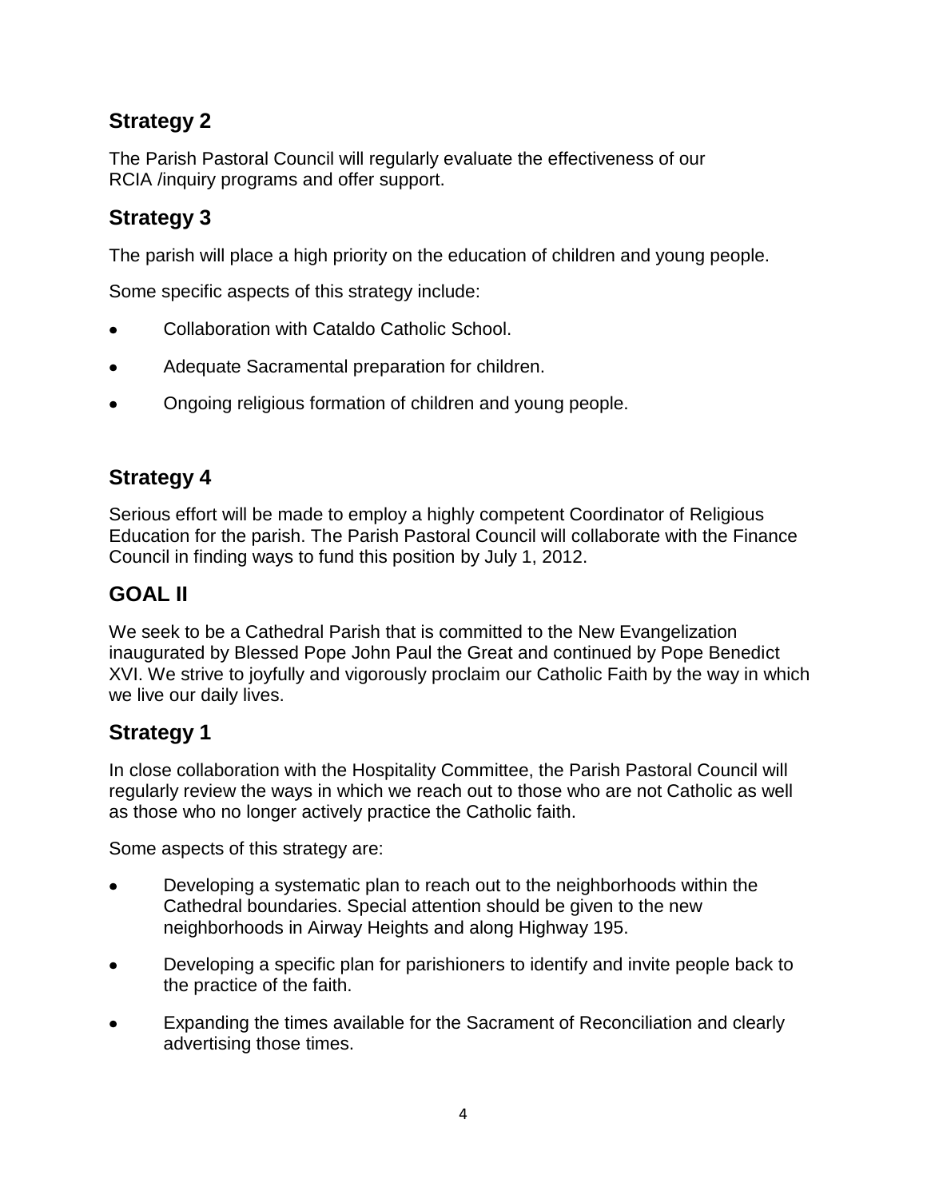## Strategy 2

The Parish Pastoral Council will regularly evaluate the effectiveness of our RCIA /inquiry programs and offer support.

## Strategy 3

The parish will place a high priority on the education of children and young people.

Some specific aspects of this strategy include:

- Collaboration with Cataldo Catholic School.
- Adequate Sacramental preparation for children.
- Ongoing religious formation of children and young people.

## Strategy 4

Serious effort will be made to employ a highly competent Coordinator of Religious Education for the parish. The Parish Pastoral Council will collaborate with the Finance Council in finding ways to fund this position by July 1, 2012.

## GOAL II

We seek to be a Cathedral Parish that is committed to the New Evangelization inaugurated by Blessed Pope John Paul the Great and continued by Pope Benedict XVI. We strive to joyfully and vigorously proclaim our Catholic Faith by the way in which we live our daily lives.

## Strategy 1

In close collaboration with the Hospitality Committee, the Parish Pastoral Council will regularly review the ways in which we reach out to those who are not Catholic as well as those who no longer actively practice the Catholic faith.

Some aspects of this strategy are:

- Developing a systematic plan to reach out to the neighborhoods within the Cathedral boundaries. Special attention should be given to the new neighborhoods in Airway Heights and along Highway 195.
- Developing a specific plan for parishioners to identify and invite people back to the practice of the faith.
- Expanding the times available for the Sacrament of Reconciliation and clearly advertising those times.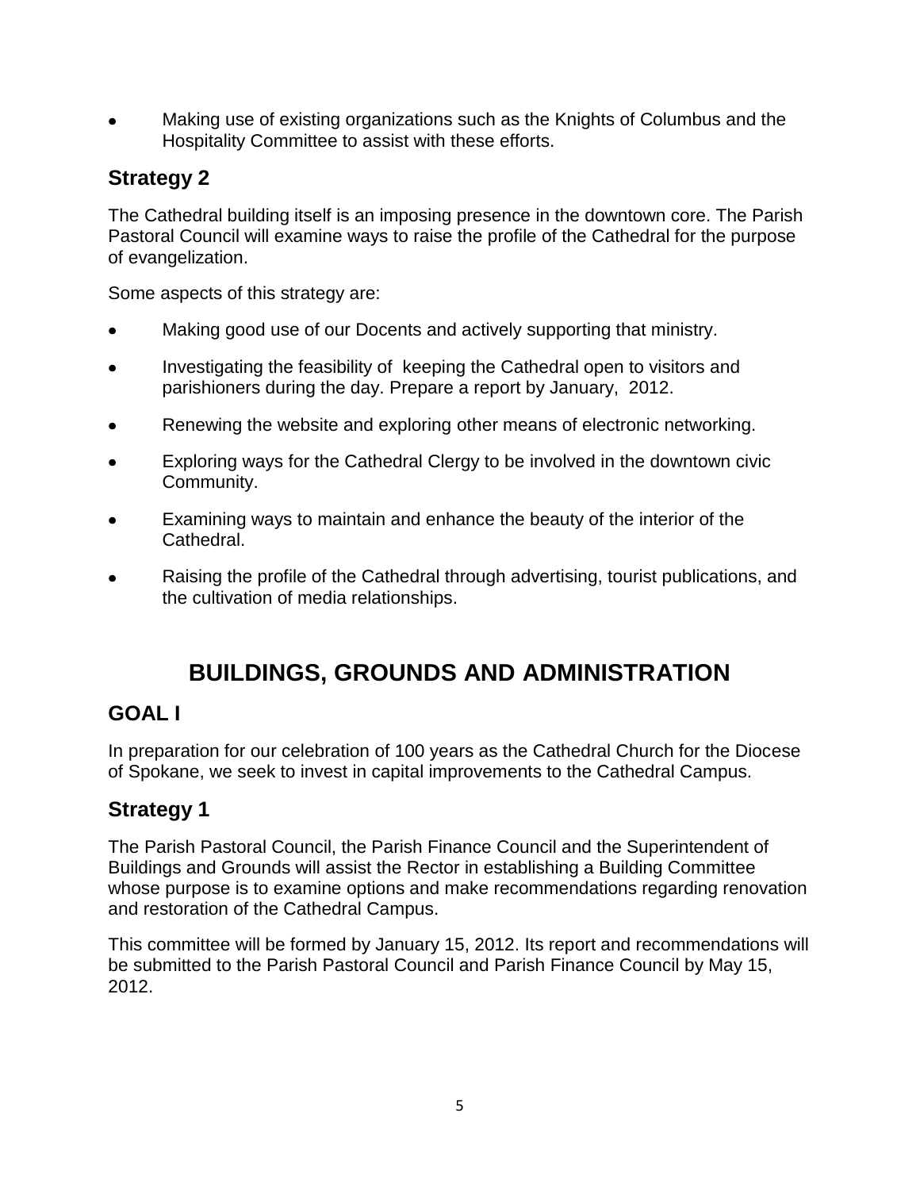- Making use of existing organizations such as the Knights of Columbus and the Hospitality Committee to assist with these efforts.

### Strategy 2

The Cathedral building itself is an imposing presence in the downtown core. The Parish Pastoral Council will examine ways to raise the profile of the Cathedral for the purpose of evangelization.

Some aspects of this strategy are:

- Making good use of our Docents and actively supporting that ministry.
- Investigating the feasibility of keeping the Cathedral open to visitors and parishioners during the day. Prepare a report by January, 2012.
- Renewing the website and exploring other means of electronic networking.
- Exploring ways for the Cathedral Clergy to be involved in the downtown civic Community.
- Examining ways to maintain and enhance the beauty of the interior of the Cathedral.
- Raising the profile of the Cathedral through advertising, tourist publications, and the cultivation of media relationships.

## BUILDINGS, GROUNDS AND ADMINISTRATION

### GOAL I

In preparation for our celebration of 100 years as the Cathedral Church for the Diocese of Spokane, we seek to invest in capital improvements to the Cathedral Campus.

### Strategy 1

The Parish Pastoral Council, the Parish Finance Council and the Superintendent of Buildings and Grounds will assist the Rector in establishing a Building Committee whose purpose is to examine options and make recommendations regarding renovation and restoration of the Cathedral Campus.

This committee will be formed by January 15, 2012. Its report and recommendations will be submitted to the Parish Pastoral Council and Parish Finance Council by May 15, 2012.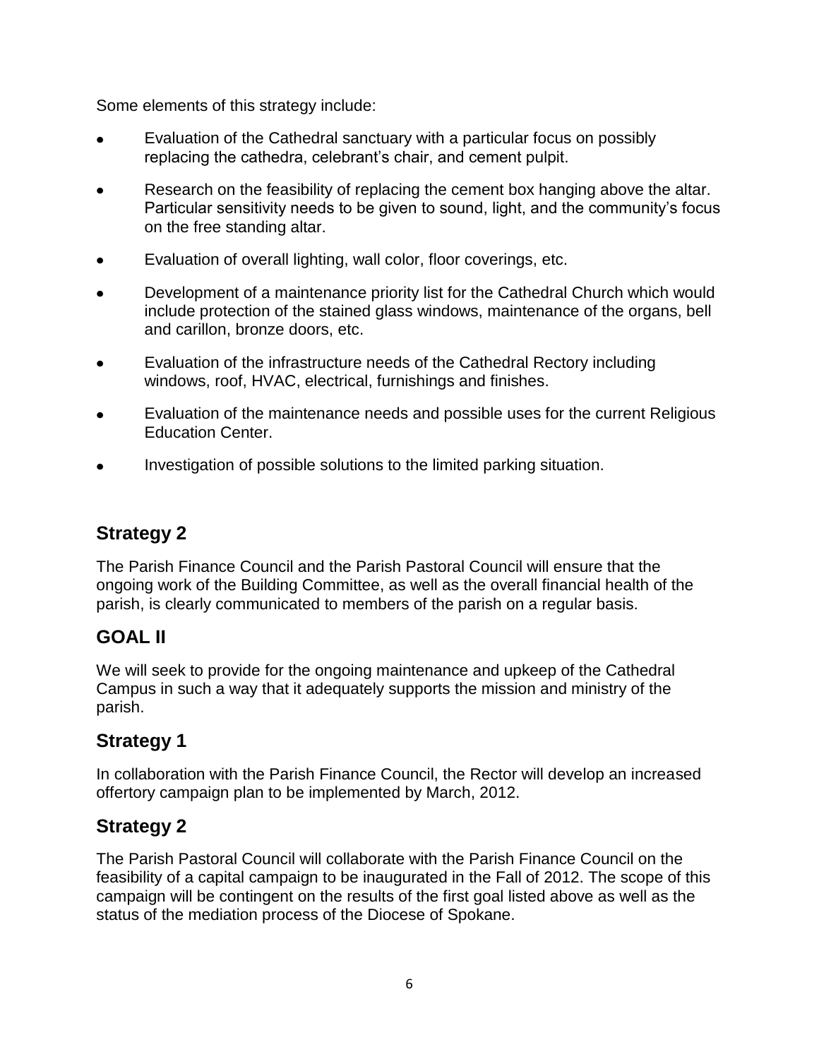Some elements of this strategy include:

- Evaluation of the Cathedral sanctuary with a particular focus on possibly replacing the cathedra, celebrant's chair, and cement pulpit.
- Research on the feasibility of replacing the cement box hanging above the altar. Particular sensitivity needs to be given to sound, light, and the community's focus on the free standing altar.
- Evaluation of overall lighting, wall color, floor coverings, etc.
- Development of a maintenance priority list for the Cathedral Church which would include protection of the stained glass windows, maintenance of the organs, bell and carillon, bronze doors, etc.
- Evaluation of the infrastructure needs of the Cathedral Rectory including windows, roof, HVAC, electrical, furnishings and finishes.
- Evaluation of the maintenance needs and possible uses for the current Religious Education Center.
- Investigation of possible solutions to the limited parking situation.

## Strategy 2

The Parish Finance Council and the Parish Pastoral Council will ensure that the ongoing work of the Building Committee, as well as the overall financial health of the parish, is clearly communicated to members of the parish on a regular basis.

## GOAL II

We will seek to provide for the ongoing maintenance and upkeep of the Cathedral Campus in such a way that it adequately supports the mission and ministry of the parish.

## Strategy 1

In collaboration with the Parish Finance Council, the Rector will develop an increased offertory campaign plan to be implemented by March, 2012.

## Strategy 2

The Parish Pastoral Council will collaborate with the Parish Finance Council on the feasibility of a capital campaign to be inaugurated in the Fall of 2012. The scope of this campaign will be contingent on the results of the first goal listed above as well as the status of the mediation process of the Diocese of Spokane.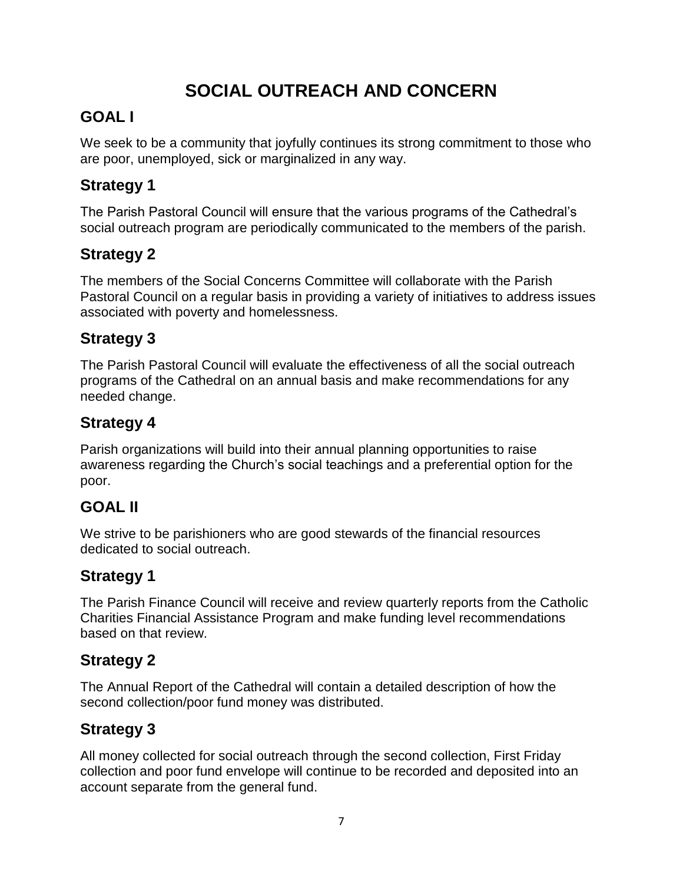# SOCIAL OUTREACH AND CONCERN

## GOAL I

We seek to be a community that joyfully continues its strong commitment to those who are poor, unemployed, sick or marginalized in any way.

## Strategy 1

The Parish Pastoral Council will ensure that the various programs of the Cathedral's social outreach program are periodically communicated to the members of the parish.

## Strategy 2

The members of the Social Concerns Committee will collaborate with the Parish Pastoral Council on a regular basis in providing a variety of initiatives to address issues associated with poverty and homelessness.

## Strategy 3

The Parish Pastoral Council will evaluate the effectiveness of all the social outreach programs of the Cathedral on an annual basis and make recommendations for any needed change.

## Strategy 4

Parish organizations will build into their annual planning opportunities to raise awareness regarding the Church's social teachings and a preferential option for the poor.

## GOAL II

We strive to be parishioners who are good stewards of the financial resources dedicated to social outreach.

## Strategy 1

The Parish Finance Council will receive and review quarterly reports from the Catholic Charities Financial Assistance Program and make funding level recommendations based on that review.

## Strategy 2

The Annual Report of the Cathedral will contain a detailed description of how the second collection/poor fund money was distributed.

## Strategy 3

All money collected for social outreach through the second collection, First Friday collection and poor fund envelope will continue to be recorded and deposited into an account separate from the general fund.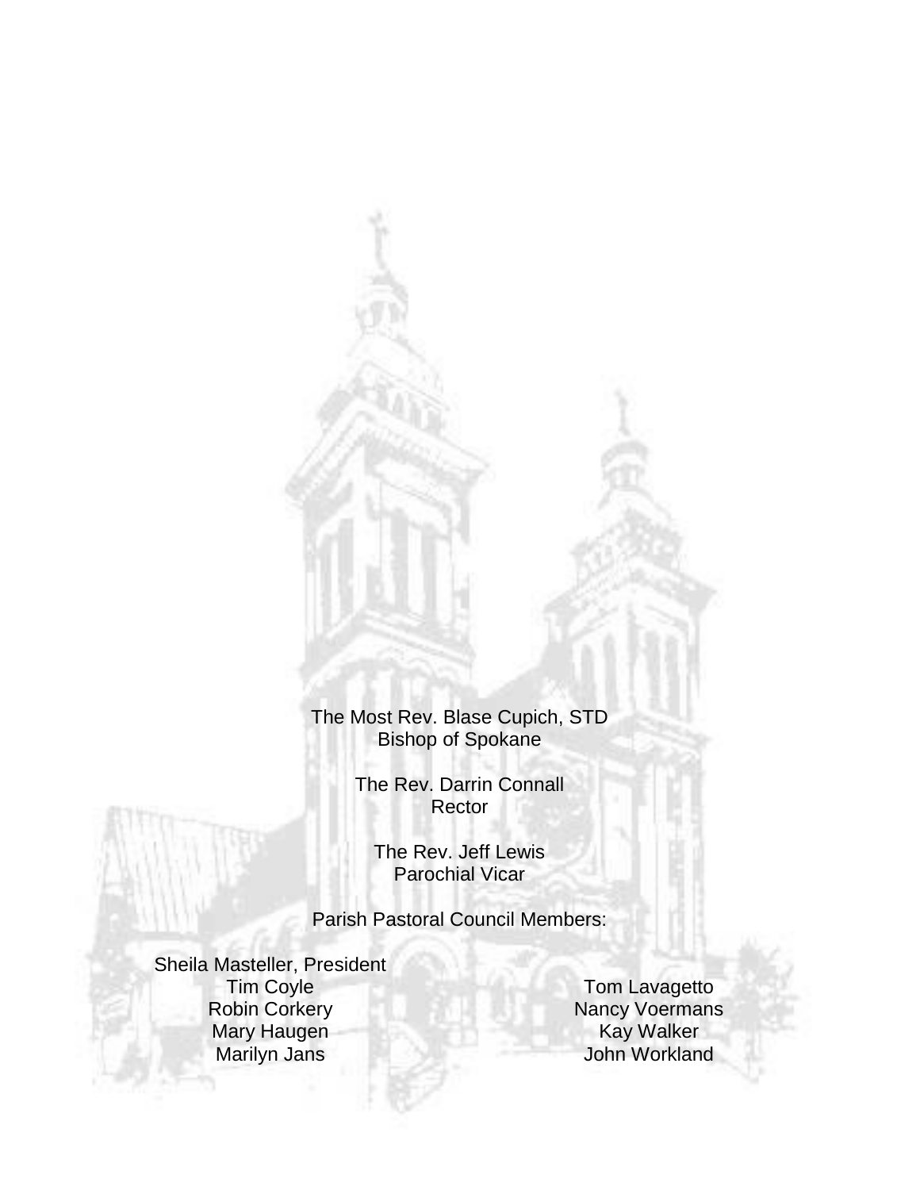The Most Rev. Blase Cupich, STD
Bishop of Spokane

The Rev. Darrin Connall
Rector

The Rev. Jeff Lewis
Parochial Vicar

Parish Pastoral Council Members:

Sheila Masteller, President
Tim Coyle
Robin Corkery
Mary Haugen
Marilyn Jans

Tom Lavagetto
Nancy Voermans
Kay Walker
John Workland